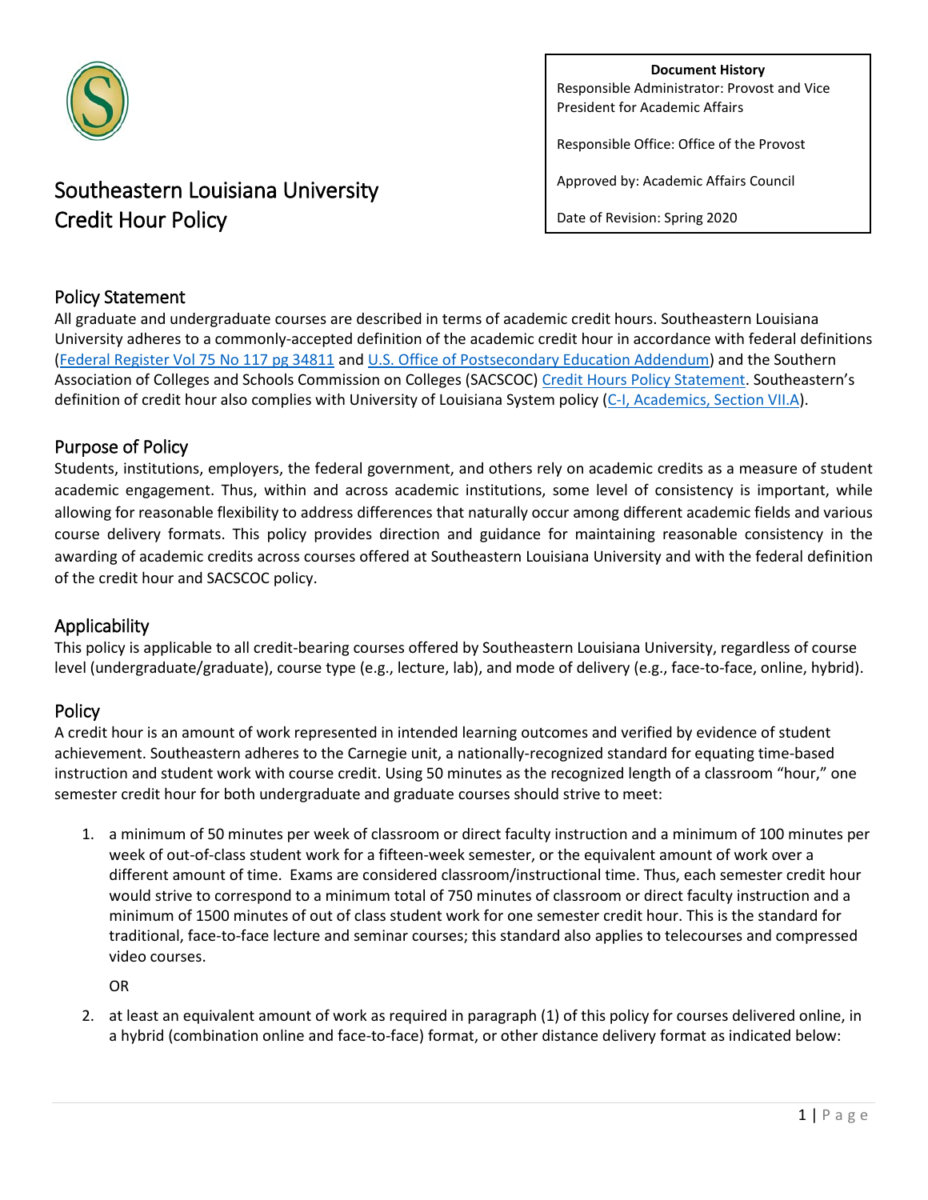# Southeastern Louisiana University
# Credit Hour Policy

**Document History**

Responsible Administrator: Provost and Vice President for Academic Affairs

Responsible Office: Office of the Provost

Approved by: Academic Affairs Council

Date of Revision: Spring 2020

## Policy Statement

All graduate and undergraduate courses are described in terms of academic credit hours. Southeastern Louisiana University adheres to a commonly-accepted definition of the academic credit hour in accordance with federal definitions (Federal Register Vol 75 No 117 pg 34811 and U.S. Office of Postsecondary Education Addendum) and the Southern Association of Colleges and Schools Commission on Colleges (SACSCOC) Credit Hours Policy Statement. Southeastern's definition of credit hour also complies with University of Louisiana System policy (C-I, Academics, Section VII.A).

## Purpose of Policy

Students, institutions, employers, the federal government, and others rely on academic credits as a measure of student academic engagement. Thus, within and across academic institutions, some level of consistency is important, while allowing for reasonable flexibility to address differences that naturally occur among different academic fields and various course delivery formats. This policy provides direction and guidance for maintaining reasonable consistency in the awarding of academic credits across courses offered at Southeastern Louisiana University and with the federal definition of the credit hour and SACSCOC policy.

## Applicability

This policy is applicable to all credit-bearing courses offered by Southeastern Louisiana University, regardless of course level (undergraduate/graduate), course type (e.g., lecture, lab), and mode of delivery (e.g., face-to-face, online, hybrid).

## Policy

A credit hour is an amount of work represented in intended learning outcomes and verified by evidence of student achievement. Southeastern adheres to the Carnegie unit, a nationally-recognized standard for equating time-based instruction and student work with course credit. Using 50 minutes as the recognized length of a classroom "hour," one semester credit hour for both undergraduate and graduate courses should strive to meet:

1. a minimum of 50 minutes per week of classroom or direct faculty instruction and a minimum of 100 minutes per week of out-of-class student work for a fifteen-week semester, or the equivalent amount of work over a different amount of time. Exams are considered classroom/instructional time. Thus, each semester credit hour would strive to correspond to a minimum total of 750 minutes of classroom or direct faculty instruction and a minimum of 1500 minutes of out of class student work for one semester credit hour. This is the standard for traditional, face-to-face lecture and seminar courses; this standard also applies to telecourses and compressed video courses.

   OR

2. at least an equivalent amount of work as required in paragraph (1) of this policy for courses delivered online, in a hybrid (combination online and face-to-face) format, or other distance delivery format as indicated below: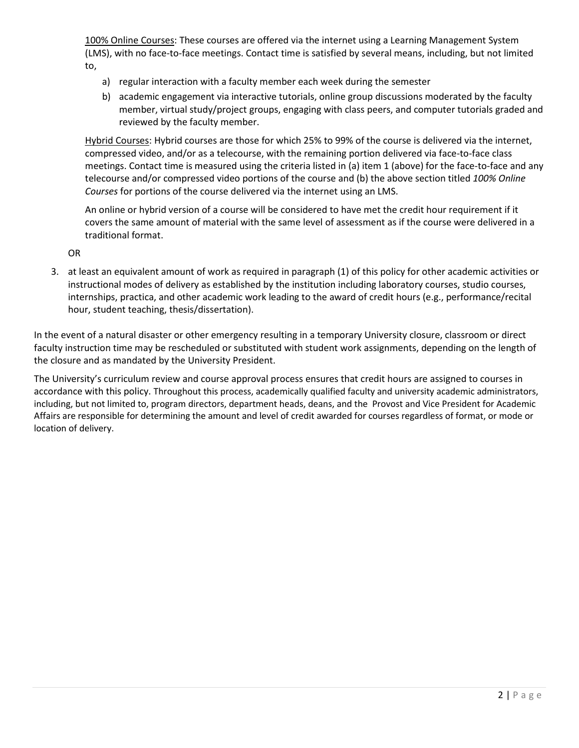100% Online Courses: These courses are offered via the internet using a Learning Management System (LMS), with no face-to-face meetings. Contact time is satisfied by several means, including, but not limited to,

a) regular interaction with a faculty member each week during the semester
b) academic engagement via interactive tutorials, online group discussions moderated by the faculty member, virtual study/project groups, engaging with class peers, and computer tutorials graded and reviewed by the faculty member.

Hybrid Courses: Hybrid courses are those for which 25% to 99% of the course is delivered via the internet, compressed video, and/or as a telecourse, with the remaining portion delivered via face-to-face class meetings. Contact time is measured using the criteria listed in (a) item 1 (above) for the face-to-face and any telecourse and/or compressed video portions of the course and (b) the above section titled *100% Online Courses* for portions of the course delivered via the internet using an LMS.

An online or hybrid version of a course will be considered to have met the credit hour requirement if it covers the same amount of material with the same level of assessment as if the course were delivered in a traditional format.

OR

3. at least an equivalent amount of work as required in paragraph (1) of this policy for other academic activities or instructional modes of delivery as established by the institution including laboratory courses, studio courses, internships, practica, and other academic work leading to the award of credit hours (e.g., performance/recital hour, student teaching, thesis/dissertation).

In the event of a natural disaster or other emergency resulting in a temporary University closure, classroom or direct faculty instruction time may be rescheduled or substituted with student work assignments, depending on the length of the closure and as mandated by the University President.

The University's curriculum review and course approval process ensures that credit hours are assigned to courses in accordance with this policy. Throughout this process, academically qualified faculty and university academic administrators, including, but not limited to, program directors, department heads, deans, and the Provost and Vice President for Academic Affairs are responsible for determining the amount and level of credit awarded for courses regardless of format, or mode or location of delivery.